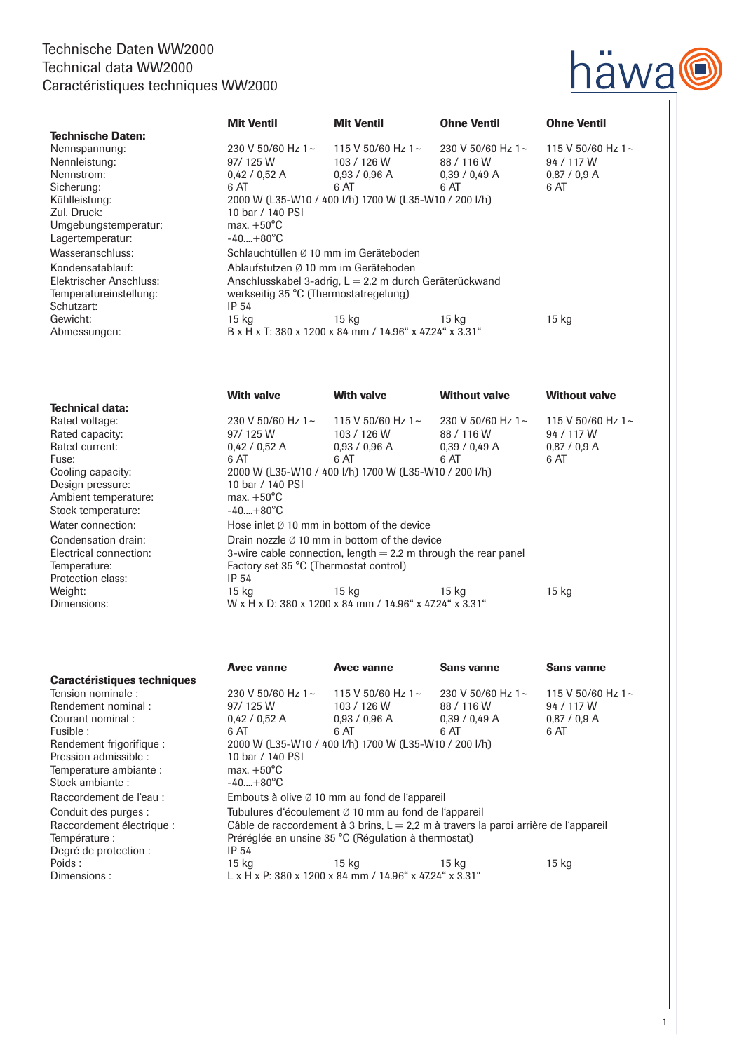# Technische Daten WW2000
# Technical data WW2000
# Caractéristiques techniques WW2000

häwa

| Technische Daten: | Mit Ventil | Mit Ventil | Ohne Ventil | Ohne Ventil |
|---|---|---|---|---|
| Nennspannung: | 230 V 50/60 Hz 1~ | 115 V 50/60 Hz 1~ | 230 V 50/60 Hz 1~ | 115 V 50/60 Hz 1~ |
| Nennleistung: | 97/ 125 W | 103 / 126 W | 88 / 116 W | 94 / 117 W |
| Nennstrom: | 0,42 / 0,52 A | 0,93 / 0,96 A | 0,39 / 0,49 A | 0,87 / 0,9 A |
| Sicherung: | 6 AT | 6 AT | 6 AT | 6 AT |
| Kühlleistung: | 2000 W (L35-W10 / 400 l/h) 1700 W (L35-W10 / 200 l/h) | | | |
| Zul. Druck: | 10 bar / 140 PSI | | | |
| Umgebungstemperatur: | max. +50°C | | | |
| Lagertemperatur: | -40....+80°C | | | |
| Wasseranschluss: | Schlauchtüllen Ø 10 mm im Geräteboden | | | |
| Kondensatablauf: | Ablaufstutzen Ø 10 mm im Geräteboden | | | |
| Elektrischer Anschluss: | Anschlusskabel 3-adrig, L = 2,2 m durch Geräterückwand | | | |
| Temperatureinstellung: | werkseitig 35 °C (Thermostatregelung) | | | |
| Schutzart: | IP 54 | | | |
| Gewicht: | 15 kg | 15 kg | 15 kg | 15 kg |
| Abmessungen: | B x H x T: 380 x 1200 x 84 mm / 14.96" x 47.24" x 3.31" | | | |

| Technical data: | With valve | With valve | Without valve | Without valve |
|---|---|---|---|---|
| Rated voltage: | 230 V 50/60 Hz 1~ | 115 V 50/60 Hz 1~ | 230 V 50/60 Hz 1~ | 115 V 50/60 Hz 1~ |
| Rated capacity: | 97/ 125 W | 103 / 126 W | 88 / 116 W | 94 / 117 W |
| Rated current: | 0,42 / 0,52 A | 0,93 / 0,96 A | 0,39 / 0,49 A | 0,87 / 0,9 A |
| Fuse: | 6 AT | 6 AT | 6 AT | 6 AT |
| Cooling capacity: | 2000 W (L35-W10 / 400 l/h) 1700 W (L35-W10 / 200 l/h) | | | |
| Design pressure: | 10 bar / 140 PSI | | | |
| Ambient temperature: | max. +50°C | | | |
| Stock temperature: | -40....+80°C | | | |
| Water connection: | Hose inlet Ø 10 mm in bottom of the device | | | |
| Condensation drain: | Drain nozzle Ø 10 mm in bottom of the device | | | |
| Electrical connection: | 3-wire cable connection, length = 2.2 m through the rear panel | | | |
| Temperature: | Factory set 35 °C (Thermostat control) | | | |
| Protection class: | IP 54 | | | |
| Weight: | 15 kg | 15 kg | 15 kg | 15 kg |
| Dimensions: | W x H x D: 380 x 1200 x 84 mm / 14.96" x 47.24" x 3.31" | | | |

| Caractéristiques techniques | Avec vanne | Avec vanne | Sans vanne | Sans vanne |
|---|---|---|---|---|
| Tension nominale : | 230 V 50/60 Hz 1~ | 115 V 50/60 Hz 1~ | 230 V 50/60 Hz 1~ | 115 V 50/60 Hz 1~ |
| Rendement nominal : | 97/ 125 W | 103 / 126 W | 88 / 116 W | 94 / 117 W |
| Courant nominal : | 0,42 / 0,52 A | 0,93 / 0,96 A | 0,39 / 0,49 A | 0,87 / 0,9 A |
| Fusible : | 6 AT | 6 AT | 6 AT | 6 AT |
| Rendement frigorifique : | 2000 W (L35-W10 / 400 l/h) 1700 W (L35-W10 / 200 l/h) | | | |
| Pression admissible : | 10 bar / 140 PSI | | | |
| Temperature ambiante : | max. +50°C | | | |
| Stock ambiante : | -40....+80°C | | | |
| Raccordement de l'eau : | Embouts à olive Ø 10 mm au fond de l'appareil | | | |
| Conduit des purges : | Tubulures d'écoulement Ø 10 mm au fond de l'appareil | | | |
| Raccordement électrique : | Câble de raccordement à 3 brins, L = 2,2 m à travers la paroi arrière de l'appareil | | | |
| Température : | Préréglée en unsine 35 °C (Régulation à thermostat) | | | |
| Degré de protection : | IP 54 | | | |
| Poids : | 15 kg | 15 kg | 15 kg | 15 kg |
| Dimensions : | L x H x P: 380 x 1200 x 84 mm / 14.96" x 47.24" x 3.31" | | | |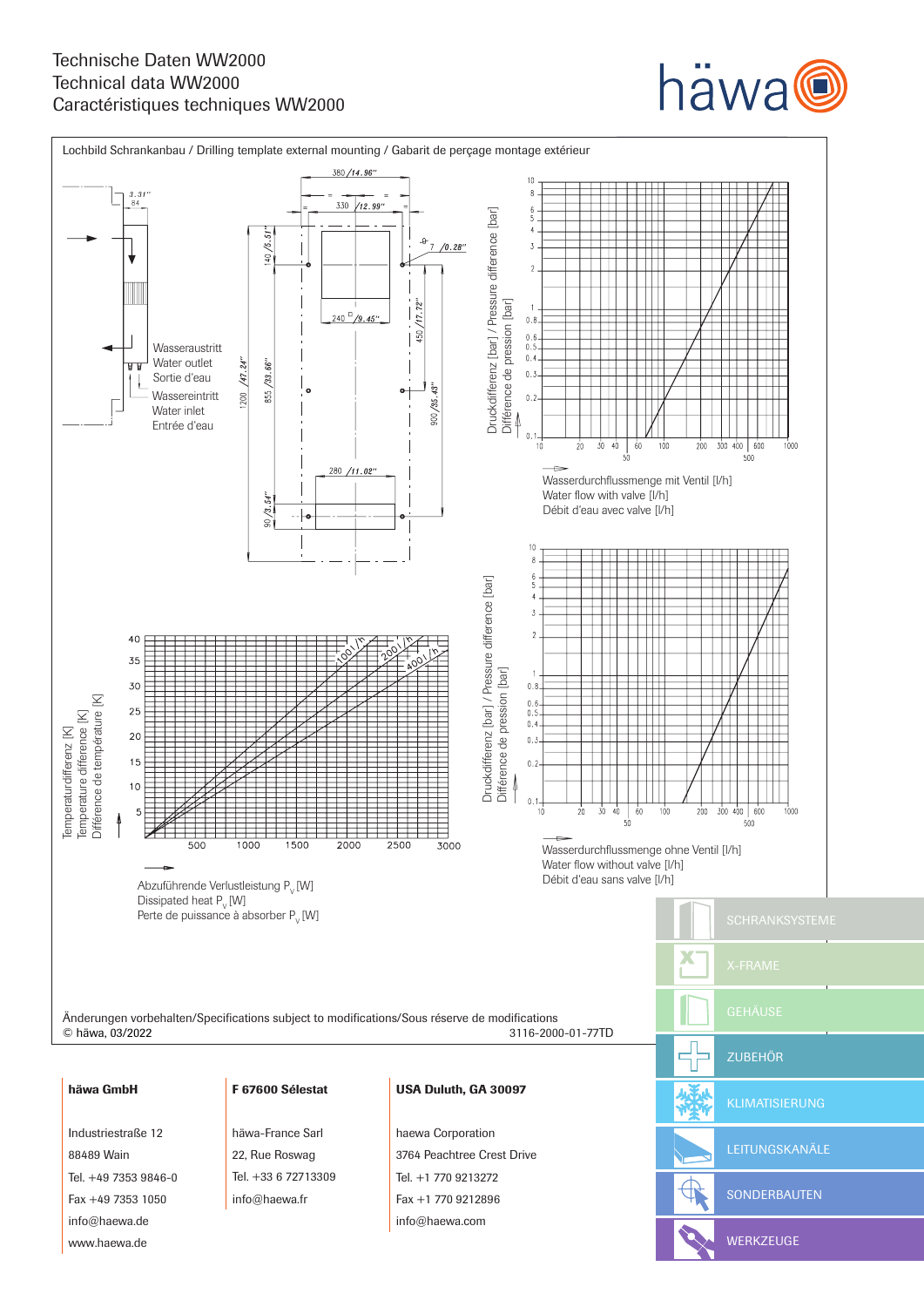Technische Daten WW2000
Technical data WW2000
Caractéristiques techniques WW2000

häwa

Lochbild Schrankanbau / Drilling template external mounting / Gabarit de perçage montage extérieur

3.31" 84

380 /14.96"

330 /12.99"

7 /0.28"

140 /5.51"

240 /9.45"

450 /17.72"

1200 /47.24"

855 /33.66"

900 /35.43"

280 /11.02"

90 /3.54"

Wasseraustritt
Water outlet
Sortie d'eau

Wassereintritt
Water inlet
Entrée d'eau

Druckdifferenz [bar] / Pressure difference [bar]
Différence de pression [bar]

10 8 6 5 4 3 2 1 0.8 0.6 0.5 0.4 0.3 0.2 0.1

10 20 30 40 50 60 100 200 300 400 500 600 1000

Wasserdurchflussmenge mit Ventil [l/h]
Water flow with valve [l/h]
Débit d'eau avec valve [l/h]

Temperaturdifferenz [K]
Temperature difference [K]
Différence de température [K]

40 35 30 25 20 15 10 5

500 1000 1500 2000 2500 3000

100 l/h
200 l/h
400 l/h

Abzuführende Verlustleistung $P_v$ [W]
Dissipated heat $P_v$ [W]
Perte de puissance à absorber $P_v$ [W]

Druckdifferenz [bar] / Pressure difference [bar]
Différence de pression [bar]

10 8 6 5 4 3 2 1 0.8 0.6 0.5 0.4 0.3 0.2 0.1

10 20 30 40 50 60 100 200 300 400 500 600 1000

Wasserdurchflussmenge ohne Ventil [l/h]
Water flow without valve [l/h]
Débit d'eau sans valve [l/h]

SCHRANKSYSTEME
X-FRAME
GEHÄUSE
ZUBEHÖR
KLIMATISIERUNG
LEITUNGSKANÄLE
SONDERBAUTEN
WERKZEUGE

Änderungen vorbehalten/Specifications subject to modifications/Sous réserve de modifications
© häwa, 03/2022 3116-2000-01-77TD

**häwa GmbH**

Industriestraße 12
88489 Wain
Tel. +49 7353 9846-0
Fax +49 7353 1050
info@haewa.de
www.haewa.de

**F 67600 Sélestat**

häwa-France Sarl
22, Rue Roswag
Tel. +33 6 72713309
info@haewa.fr

**USA Duluth, GA 30097**

haewa Corporation
3764 Peachtree Crest Drive
Tel. +1 770 9213272
Fax +1 770 9212896
info@haewa.com